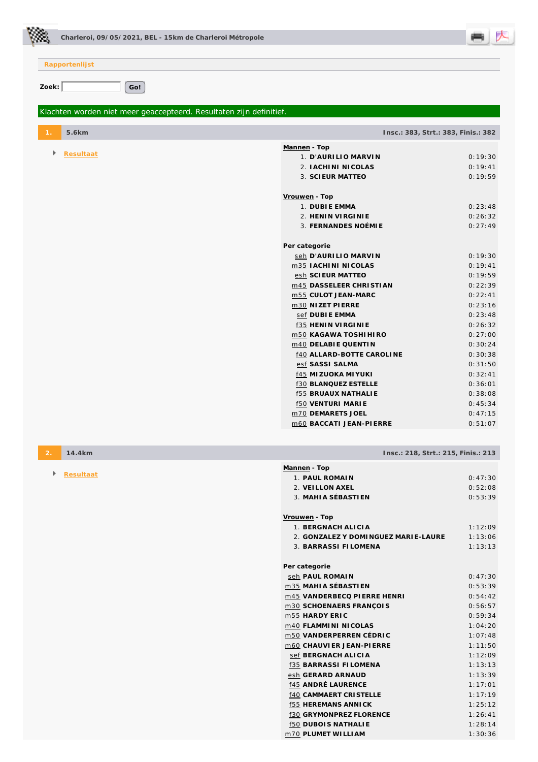**Charleroi, 09/05/2021, BEL - 15km de Charleroi Métropole**

Rapportenlijst

Zoek: Go!

Klachten worden niet meer geaccepteerd. Resultaten zijn definitief.

## 1. 5.6km

Insc.: 383, Strt.: 383, Finis.: 382

- Resultaat

**Mannen - Top**

| | | |
|---|---|---|
| 1. | D'AURILIO MARVIN | 0:19:30 |
| 2. | IACHINI NICOLAS | 0:19:41 |
| 3. | SCIEUR MATTEO | 0:19:59 |

**Vrouwen - Top**

| | | |
|---|---|---|
| 1. | DUBIE EMMA | 0:23:48 |
| 2. | HENIN VIRGINIE | 0:26:32 |
| 3. | FERNANDES NOÉMIE | 0:27:49 |

**Per categorie**

| | | |
|---|---|---|
| seh | D'AURILIO MARVIN | 0:19:30 |
| m35 | IACHINI NICOLAS | 0:19:41 |
| esh | SCIEUR MATTEO | 0:19:59 |
| m45 | DASSELEER CHRISTIAN | 0:22:39 |
| m55 | CULOT JEAN-MARC | 0:22:41 |
| m30 | NIZET PIERRE | 0:23:16 |
| sef | DUBIE EMMA | 0:23:48 |
| f35 | HENIN VIRGINIE | 0:26:32 |
| m50 | KAGAWA TOSHIHIRO | 0:27:00 |
| m40 | DELABIE QUENTIN | 0:30:24 |
| f40 | ALLARD-BOTTE CAROLINE | 0:30:38 |
| esf | SASSI SALMA | 0:31:50 |
| f45 | MIZUOKA MIYUKI | 0:32:41 |
| f30 | BLANQUEZ ESTELLE | 0:36:01 |
| f55 | BRUAUX NATHALIE | 0:38:08 |
| f50 | VENTURI MARIE | 0:45:34 |
| m70 | DEMARETS JOEL | 0:47:15 |
| m60 | BACCATI JEAN-PIERRE | 0:51:07 |

## 2. 14.4km

Insc.: 218, Strt.: 215, Finis.: 213

- Resultaat

**Mannen - Top**

| | | |
|---|---|---|
| 1. | PAUL ROMAIN | 0:47:30 |
| 2. | VEILLON AXEL | 0:52:08 |
| 3. | MAHIA SÉBASTIEN | 0:53:39 |

**Vrouwen - Top**

| | | |
|---|---|---|
| 1. | BERGNACH ALICIA | 1:12:09 |
| 2. | GONZALEZ Y DOMINGUEZ MARIE-LAURE | 1:13:06 |
| 3. | BARRASSI FILOMENA | 1:13:13 |

**Per categorie**

| | | |
|---|---|---|
| seh | PAUL ROMAIN | 0:47:30 |
| m35 | MAHIA SÉBASTIEN | 0:53:39 |
| m45 | VANDERBECQ PIERRE HENRI | 0:54:42 |
| m30 | SCHOENAERS FRANÇOIS | 0:56:57 |
| m55 | HARDY ERIC | 0:59:34 |
| m40 | FLAMMINI NICOLAS | 1:04:20 |
| m50 | VANDERPERREN CÉDRIC | 1:07:48 |
| m60 | CHAUVIER JEAN-PIERRE | 1:11:50 |
| sef | BERGNACH ALICIA | 1:12:09 |
| f35 | BARRASSI FILOMENA | 1:13:13 |
| esh | GERARD ARNAUD | 1:13:39 |
| f45 | ANDRÉ LAURENCE | 1:17:01 |
| f40 | CAMMAERT CRISTELLE | 1:17:19 |
| f55 | HEREMANS ANNICK | 1:25:12 |
| f30 | GRYMONPREZ FLORENCE | 1:26:41 |
| f50 | DUBOIS NATHALIE | 1:28:14 |
| m70 | PLUMET WILLIAM | 1:30:36 |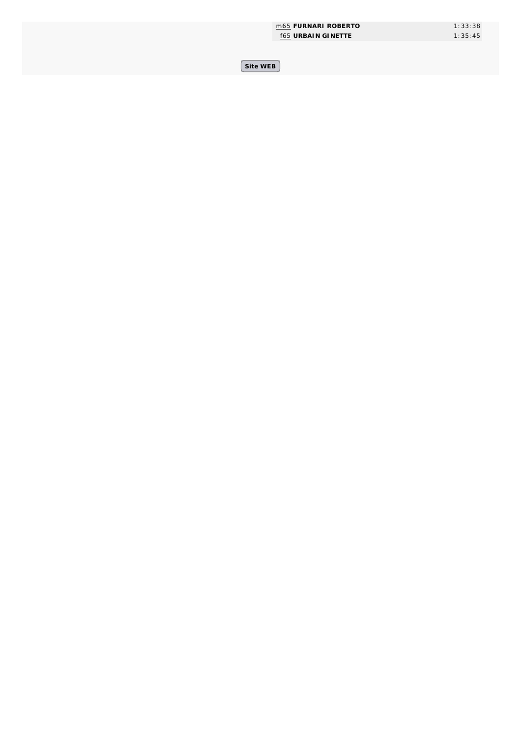| | | |
|---|---|---|
| m65 | **FURNARI ROBERTO** | 1:33:38 |
| f65 | **URBAIN GINETTE** | 1:35:45 |

Site WEB